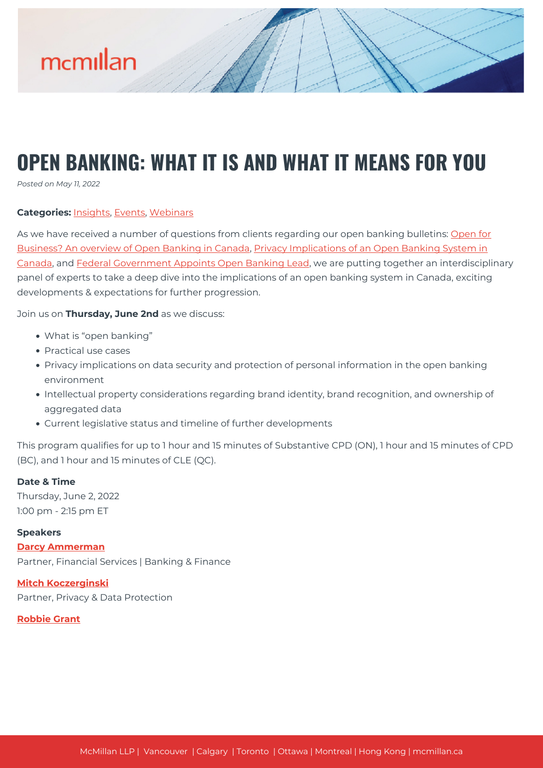# OPEN BANKING: WHAT IT IS AND WHAT IT MEANS FOR YOU

*Posted on May 11, 2022*

**Categories:** Insights, Events, Webinars

As we have received a number of questions from clients regarding our open banking bulletins: Open for Business? An overview of Open Banking in Canada, Privacy Implications of an Open Banking System in Canada, and Federal Government Appoints Open Banking Lead, we are putting together an interdisciplinary panel of experts to take a deep dive into the implications of an open banking system in Canada, exciting developments & expectations for further progression.

Join us on **Thursday, June 2nd** as we discuss:

- What is "open banking"
- Practical use cases
- Privacy implications on data security and protection of personal information in the open banking environment
- Intellectual property considerations regarding brand identity, brand recognition, and ownership of aggregated data
- Current legislative status and timeline of further developments

This program qualifies for up to 1 hour and 15 minutes of Substantive CPD (ON), 1 hour and 15 minutes of CPD (BC), and 1 hour and 15 minutes of CLE (QC).

**Date & Time**
Thursday, June 2, 2022
1:00 pm - 2:15 pm ET

**Speakers**

**Darcy Ammerman**
Partner, Financial Services | Banking & Finance

**Mitch Koczerginski**
Partner, Privacy & Data Protection

**Robbie Grant**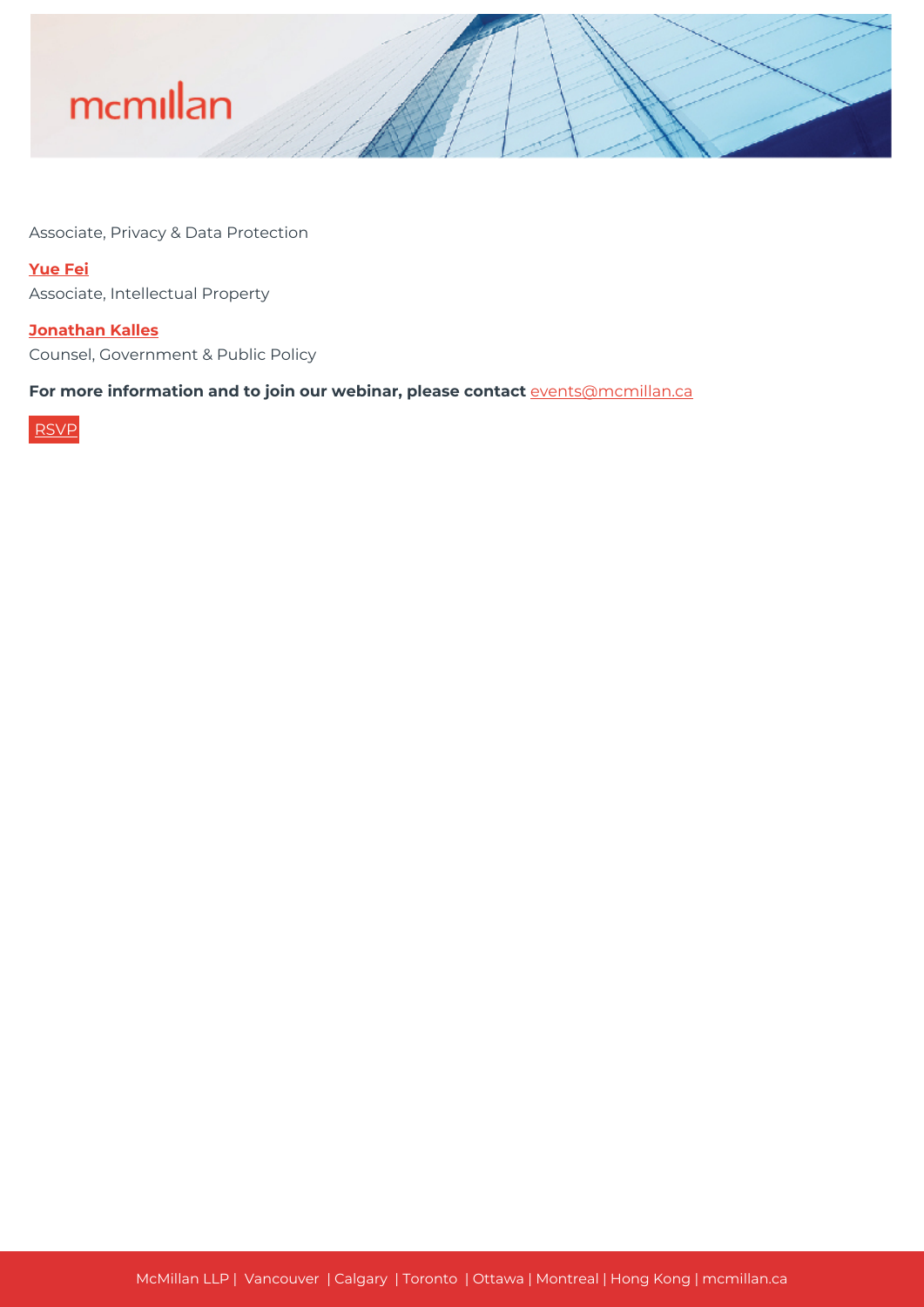Associate, Privacy & Data Protection

**Yue Fei**
Associate, Intellectual Property

**Jonathan Kalles**
Counsel, Government & Public Policy

**For more information and to join our webinar, please contact** events@mcmillan.ca

RSVP